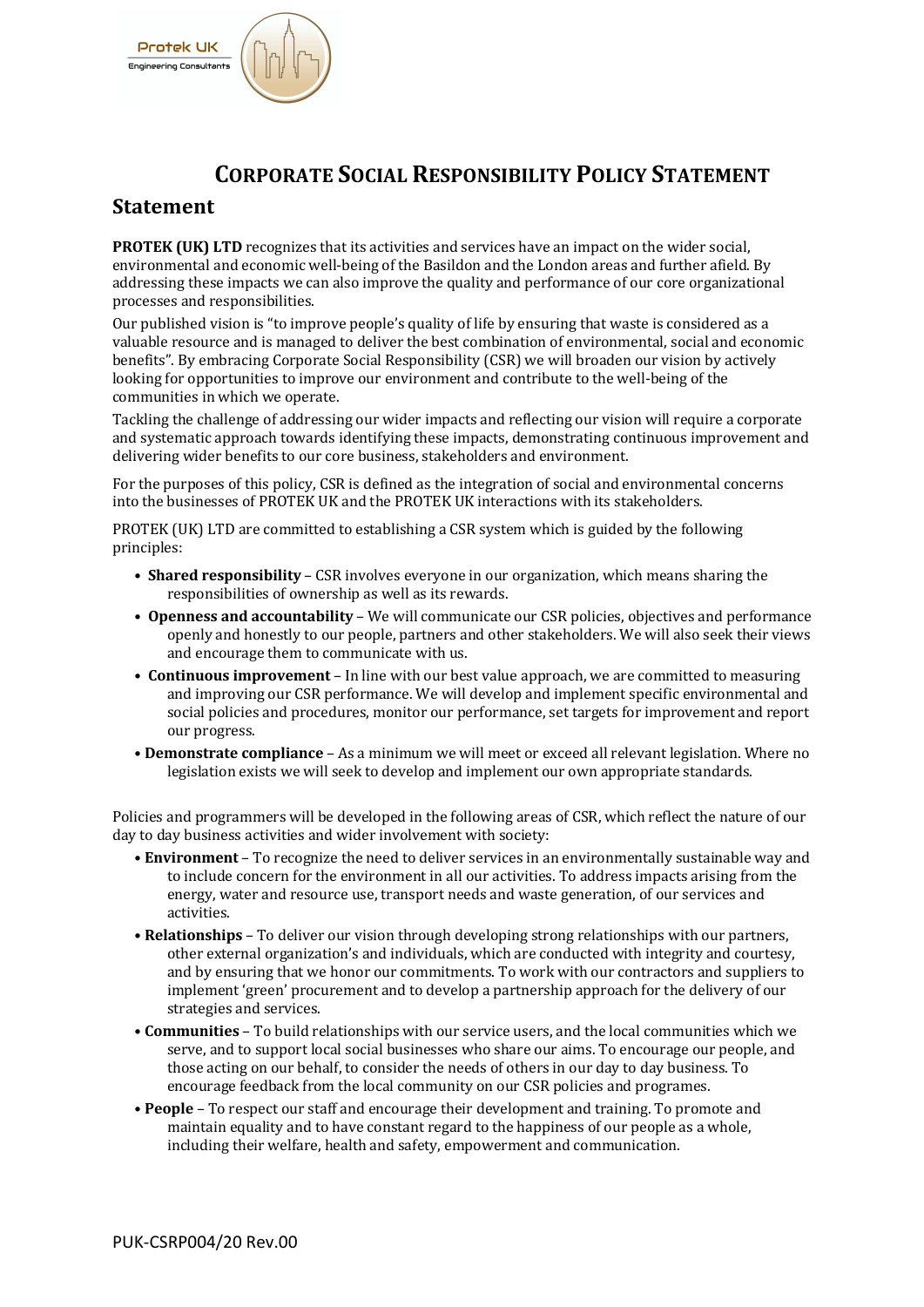Protek UK
Engineering Consultants

# Corporate Social Responsibility Policy Statement

## Statement

**PROTEK (UK) LTD** recognizes that its activities and services have an impact on the wider social, environmental and economic well-being of the Basildon and the London areas and further afield. By addressing these impacts we can also improve the quality and performance of our core organizational processes and responsibilities.

Our published vision is "to improve people's quality of life by ensuring that waste is considered as a valuable resource and is managed to deliver the best combination of environmental, social and economic benefits". By embracing Corporate Social Responsibility (CSR) we will broaden our vision by actively looking for opportunities to improve our environment and contribute to the well-being of the communities in which we operate.

Tackling the challenge of addressing our wider impacts and reflecting our vision will require a corporate and systematic approach towards identifying these impacts, demonstrating continuous improvement and delivering wider benefits to our core business, stakeholders and environment.

For the purposes of this policy, CSR is defined as the integration of social and environmental concerns into the businesses of PROTEK UK and the PROTEK UK interactions with its stakeholders.

PROTEK (UK) LTD are committed to establishing a CSR system which is guided by the following principles:

- **Shared responsibility** – CSR involves everyone in our organization, which means sharing the responsibilities of ownership as well as its rewards.
- **Openness and accountability** – We will communicate our CSR policies, objectives and performance openly and honestly to our people, partners and other stakeholders. We will also seek their views and encourage them to communicate with us.
- **Continuous improvement** – In line with our best value approach, we are committed to measuring and improving our CSR performance. We will develop and implement specific environmental and social policies and procedures, monitor our performance, set targets for improvement and report our progress.
- **Demonstrate compliance** – As a minimum we will meet or exceed all relevant legislation. Where no legislation exists we will seek to develop and implement our own appropriate standards.

Policies and programmers will be developed in the following areas of CSR, which reflect the nature of our day to day business activities and wider involvement with society:

- **Environment** – To recognize the need to deliver services in an environmentally sustainable way and to include concern for the environment in all our activities. To address impacts arising from the energy, water and resource use, transport needs and waste generation, of our services and activities.
- **Relationships** – To deliver our vision through developing strong relationships with our partners, other external organization's and individuals, which are conducted with integrity and courtesy, and by ensuring that we honor our commitments. To work with our contractors and suppliers to implement 'green' procurement and to develop a partnership approach for the delivery of our strategies and services.
- **Communities** – To build relationships with our service users, and the local communities which we serve, and to support local social businesses who share our aims. To encourage our people, and those acting on our behalf, to consider the needs of others in our day to day business. To encourage feedback from the local community on our CSR policies and programes.
- **People** – To respect our staff and encourage their development and training. To promote and maintain equality and to have constant regard to the happiness of our people as a whole, including their welfare, health and safety, empowerment and communication.

PUK-CSRP004/20 Rev.00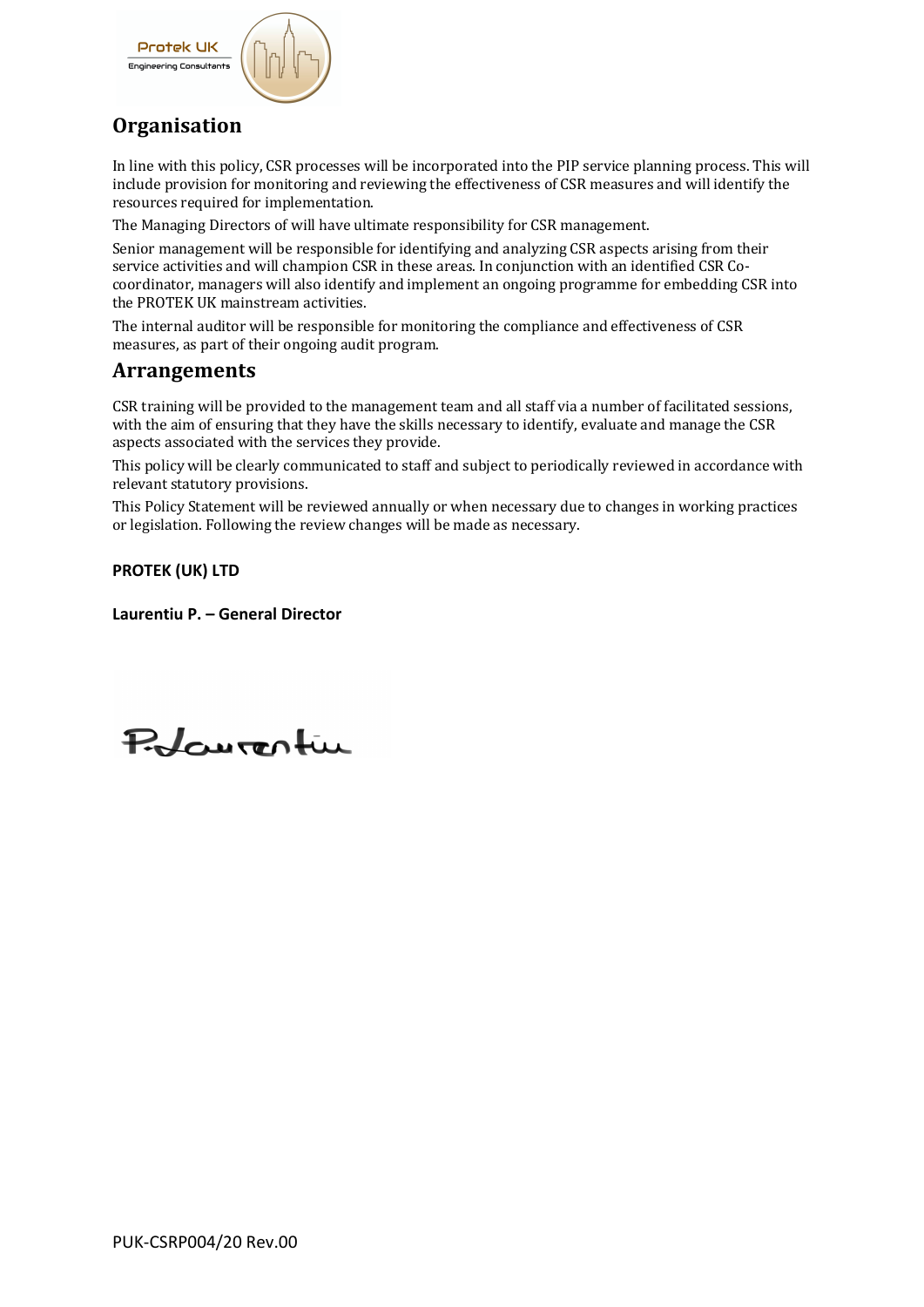## Organisation

In line with this policy, CSR processes will be incorporated into the PIP service planning process. This will include provision for monitoring and reviewing the effectiveness of CSR measures and will identify the resources required for implementation.

The Managing Directors of will have ultimate responsibility for CSR management.

Senior management will be responsible for identifying and analyzing CSR aspects arising from their service activities and will champion CSR in these areas. In conjunction with an identified CSR Co-coordinator, managers will also identify and implement an ongoing programme for embedding CSR into the PROTEK UK mainstream activities.

The internal auditor will be responsible for monitoring the compliance and effectiveness of CSR measures, as part of their ongoing audit program.

## Arrangements

CSR training will be provided to the management team and all staff via a number of facilitated sessions, with the aim of ensuring that they have the skills necessary to identify, evaluate and manage the CSR aspects associated with the services they provide.

This policy will be clearly communicated to staff and subject to periodically reviewed in accordance with relevant statutory provisions.

This Policy Statement will be reviewed annually or when necessary due to changes in working practices or legislation. Following the review changes will be made as necessary.

**PROTEK (UK) LTD**

**Laurentiu P. – General Director**

PUK-CSRP004/20 Rev.00